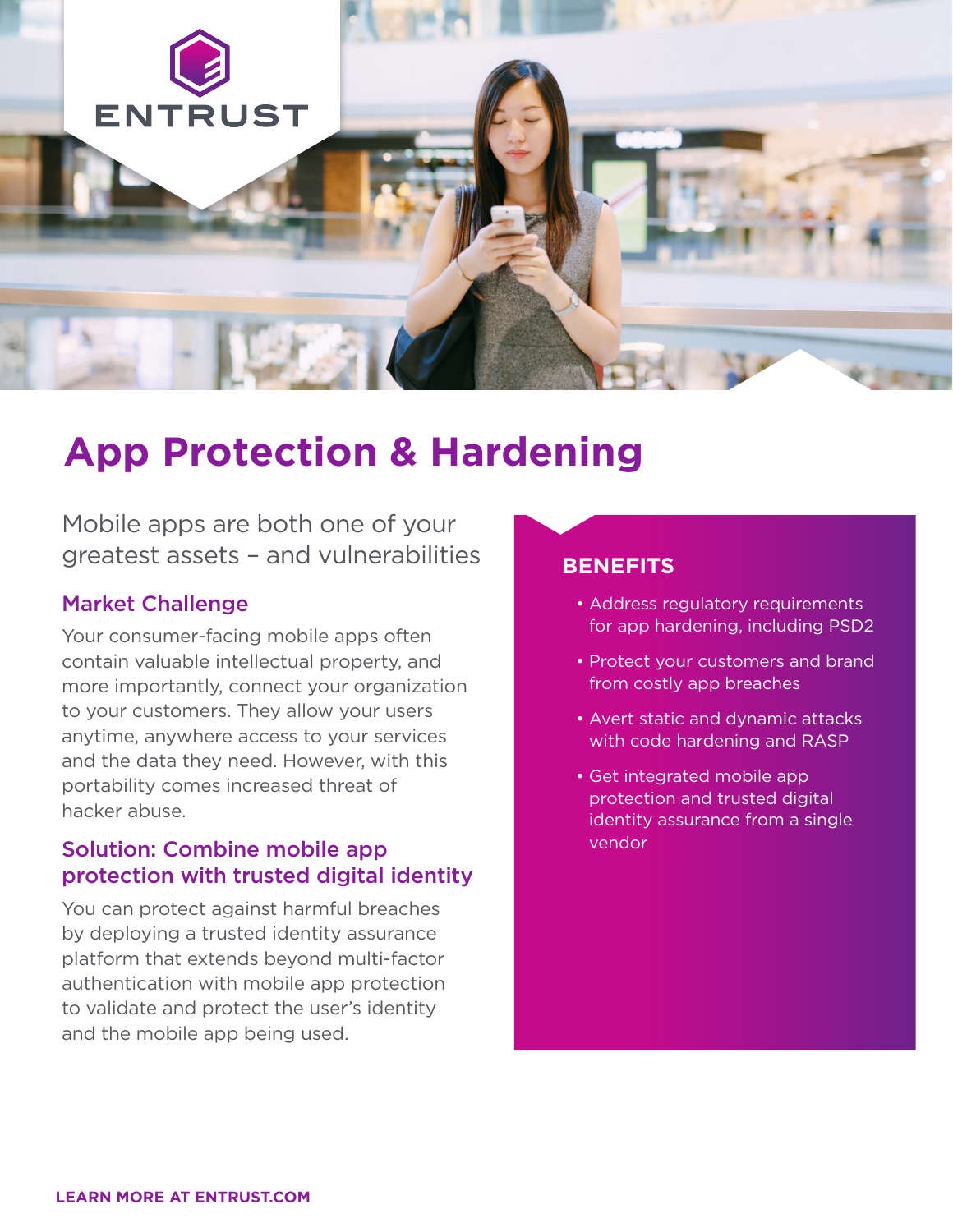ENTRUST

# App Protection & Hardening

Mobile apps are both one of your greatest assets – and vulnerabilities

## Market Challenge

Your consumer-facing mobile apps often contain valuable intellectual property, and more importantly, connect your organization to your customers. They allow your users anytime, anywhere access to your services and the data they need. However, with this portability comes increased threat of hacker abuse.

## Solution: Combine mobile app protection with trusted digital identity

You can protect against harmful breaches by deploying a trusted identity assurance platform that extends beyond multi-factor authentication with mobile app protection to validate and protect the user's identity and the mobile app being used.

## BENEFITS

- Address regulatory requirements for app hardening, including PSD2
- Protect your customers and brand from costly app breaches
- Avert static and dynamic attacks with code hardening and RASP
- Get integrated mobile app protection and trusted digital identity assurance from a single vendor

**LEARN MORE AT ENTRUST.COM**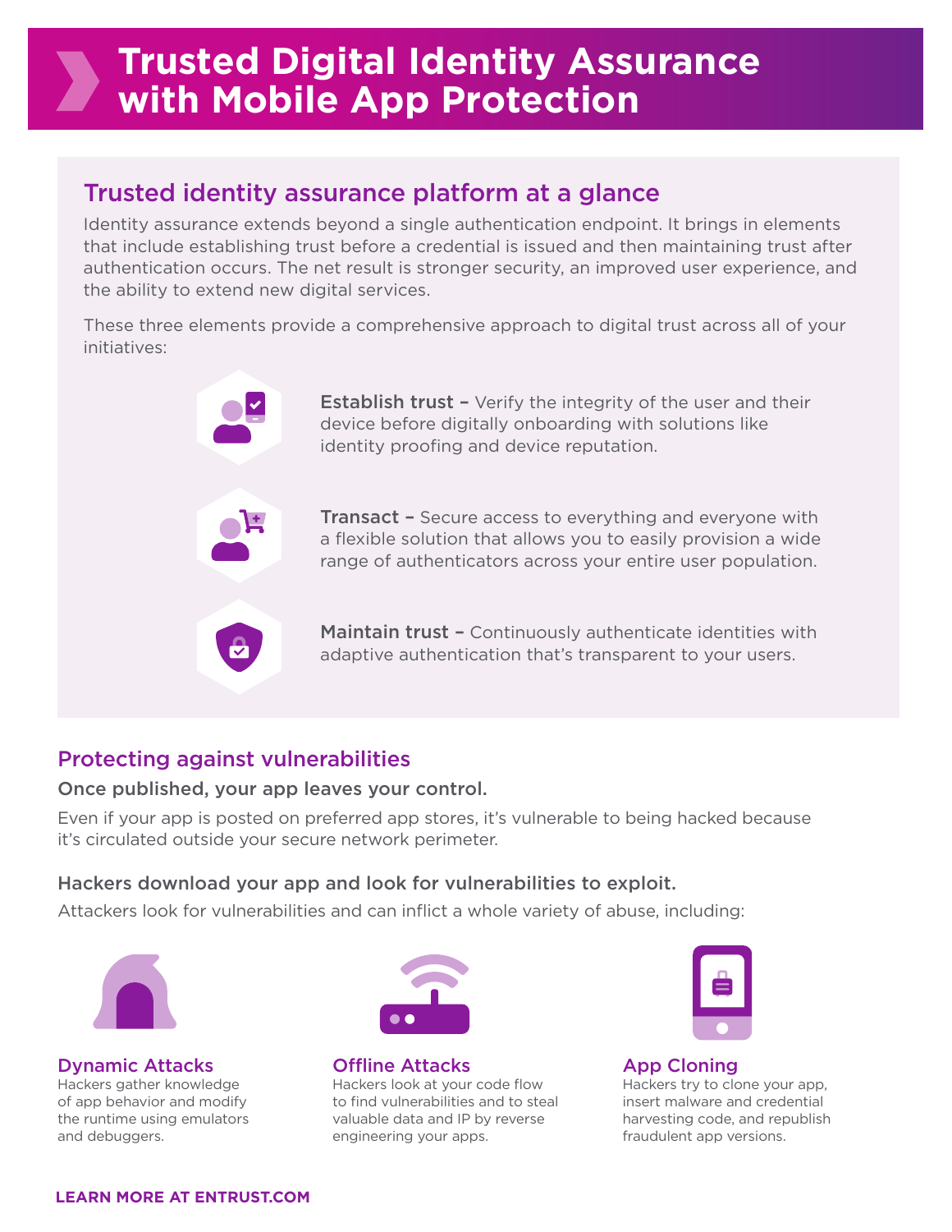# Trusted Digital Identity Assurance with Mobile App Protection

## Trusted identity assurance platform at a glance

Identity assurance extends beyond a single authentication endpoint. It brings in elements that include establishing trust before a credential is issued and then maintaining trust after authentication occurs. The net result is stronger security, an improved user experience, and the ability to extend new digital services.

These three elements provide a comprehensive approach to digital trust across all of your initiatives:

**Establish trust –** Verify the integrity of the user and their device before digitally onboarding with solutions like identity proofing and device reputation.

**Transact –** Secure access to everything and everyone with a flexible solution that allows you to easily provision a wide range of authenticators across your entire user population.

**Maintain trust –** Continuously authenticate identities with adaptive authentication that's transparent to your users.

## Protecting against vulnerabilities

### Once published, your app leaves your control.

Even if your app is posted on preferred app stores, it's vulnerable to being hacked because it's circulated outside your secure network perimeter.

### Hackers download your app and look for vulnerabilities to exploit.

Attackers look for vulnerabilities and can inflict a whole variety of abuse, including:

#### Dynamic Attacks

Hackers gather knowledge of app behavior and modify the runtime using emulators and debuggers.

#### Offline Attacks

Hackers look at your code flow to find vulnerabilities and to steal valuable data and IP by reverse engineering your apps.

#### App Cloning

Hackers try to clone your app, insert malware and credential harvesting code, and republish fraudulent app versions.

**LEARN MORE AT ENTRUST.COM**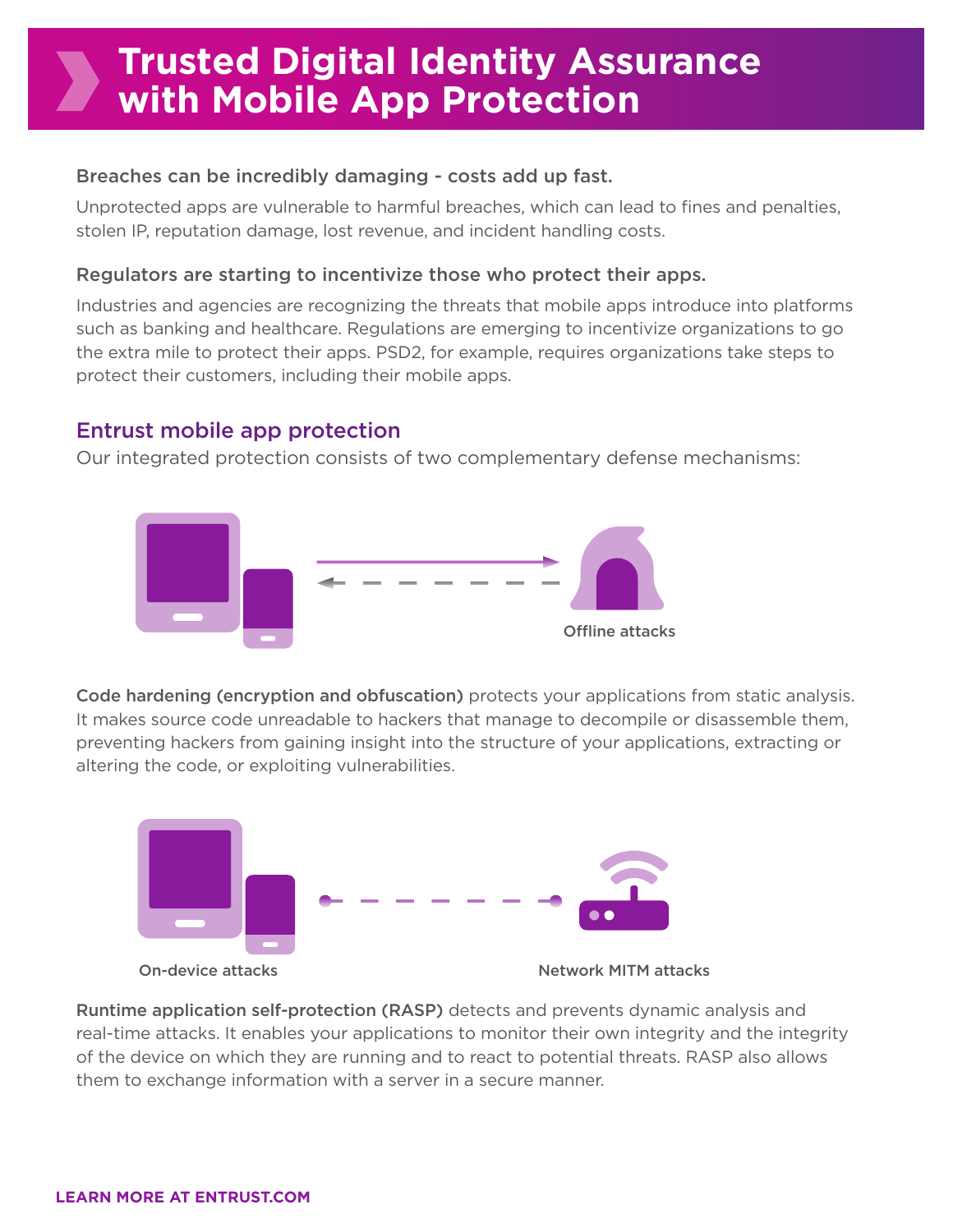# Trusted Digital Identity Assurance with Mobile App Protection

### Breaches can be incredibly damaging - costs add up fast.

Unprotected apps are vulnerable to harmful breaches, which can lead to fines and penalties, stolen IP, reputation damage, lost revenue, and incident handling costs.

### Regulators are starting to incentivize those who protect their apps.

Industries and agencies are recognizing the threats that mobile apps introduce into platforms such as banking and healthcare. Regulations are emerging to incentivize organizations to go the extra mile to protect their apps. PSD2, for example, requires organizations take steps to protect their customers, including their mobile apps.

## Entrust mobile app protection

Our integrated protection consists of two complementary defense mechanisms:

Offline attacks

**Code hardening (encryption and obfuscation)** protects your applications from static analysis. It makes source code unreadable to hackers that manage to decompile or disassemble them, preventing hackers from gaining insight into the structure of your applications, extracting or altering the code, or exploiting vulnerabilities.

On-device attacks

Network MITM attacks

**Runtime application self-protection (RASP)** detects and prevents dynamic analysis and real-time attacks. It enables your applications to monitor their own integrity and the integrity of the device on which they are running and to react to potential threats. RASP also allows them to exchange information with a server in a secure manner.

**LEARN MORE AT ENTRUST.COM**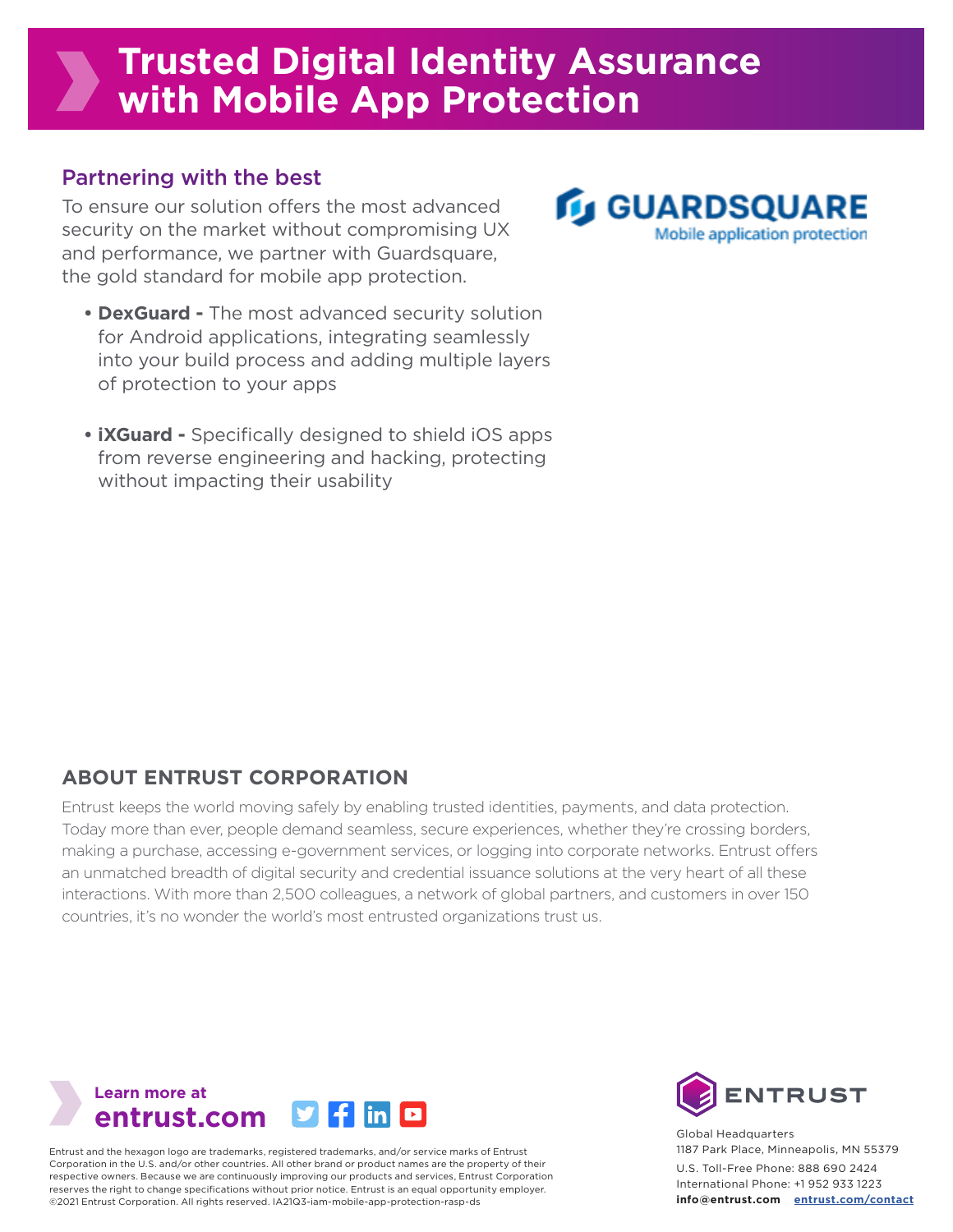# Trusted Digital Identity Assurance with Mobile App Protection

## Partnering with the best

To ensure our solution offers the most advanced security on the market without compromising UX and performance, we partner with Guardsquare, the gold standard for mobile app protection.

GUARDSQUARE
Mobile application protection

- **DexGuard -** The most advanced security solution for Android applications, integrating seamlessly into your build process and adding multiple layers of protection to your apps
- **iXGuard -** Specifically designed to shield iOS apps from reverse engineering and hacking, protecting without impacting their usability

## ABOUT ENTRUST CORPORATION

Entrust keeps the world moving safely by enabling trusted identities, payments, and data protection. Today more than ever, people demand seamless, secure experiences, whether they're crossing borders, making a purchase, accessing e-government services, or logging into corporate networks. Entrust offers an unmatched breadth of digital security and credential issuance solutions at the very heart of all these interactions. With more than 2,500 colleagues, a network of global partners, and customers in over 150 countries, it's no wonder the world's most entrusted organizations trust us.

**Learn more at**
**entrust.com**

Entrust and the hexagon logo are trademarks, registered trademarks, and/or service marks of Entrust Corporation in the U.S. and/or other countries. All other brand or product names are the property of their respective owners. Because we are continuously improving our products and services, Entrust Corporation reserves the right to change specifications without prior notice. Entrust is an equal opportunity employer. ©2021 Entrust Corporation. All rights reserved. IA21Q3-iam-mobile-app-protection-rasp-ds

ENTRUST

Global Headquarters
1187 Park Place, Minneapolis, MN 55379
U.S. Toll-Free Phone: 888 690 2424
International Phone: +1 952 933 1223
**info@entrust.com** entrust.com/contact